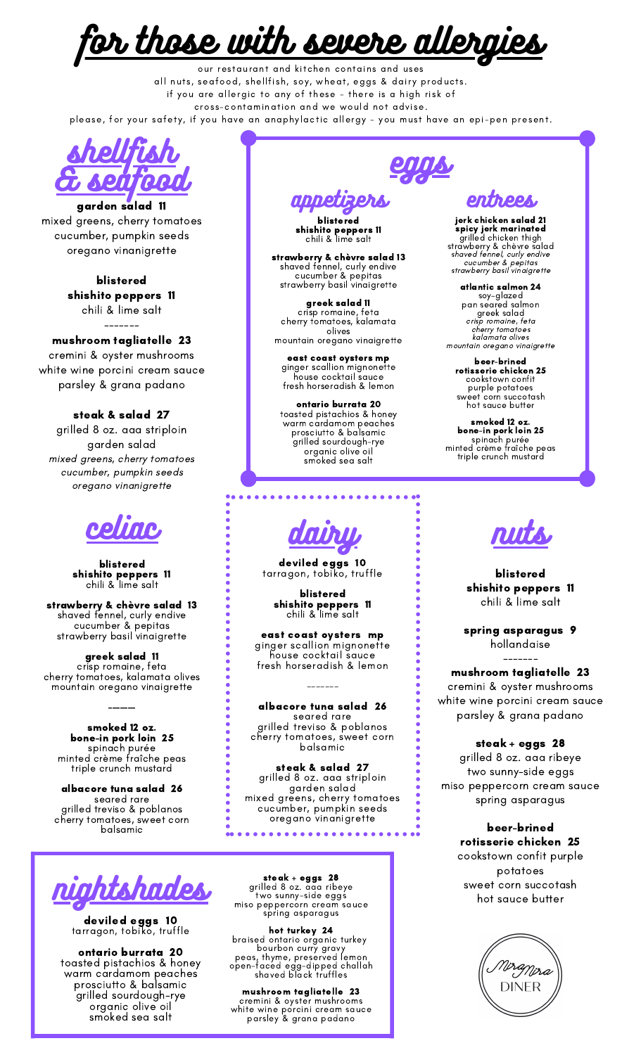# for those with severe allergies

our restaurant and kitchen contains and uses
all nuts, seafood, shellfish, soy, wheat, eggs & dairy products.
if you are allergic to any of these - there is a high risk of
cross-contamination and we would not advise.
please, for your safety, if you have an anaphylactic allergy - you must have an epi-pen present.

## shellfish & seafood

**garden salad 11**
mixed greens, cherry tomatoes
cucumber, pumpkin seeds
oregano vinanigrette

**blistered shishito peppers 11**
chili & lime salt

-------

**mushroom tagliatelle 23**
cremini & oyster mushrooms
white wine porcini cream sauce
parsley & grana padano

**steak & salad 27**
grilled 8 oz. aaa striploin
garden salad
*mixed greens, cherry tomatoes*
*cucumber, pumpkin seeds*
*oregano vinanigrette*

## eggs

### appetizers

**blistered shishito peppers 11**
chili & lime salt

**strawberry & chèvre salad 13**
shaved fennel, curly endive
cucumber & pepitas
strawberry basil vinaigrette

**greek salad 11**
crisp romaine, feta
cherry tomatoes, kalamata
olives
mountain oregano vinaigrette

**east coast oysters mp**
ginger scallion mignonette
house cocktail sauce
fresh horseradish & lemon

**ontario burrata 20**
toasted pistachios & honey
warm cardamom peaches
prosciutto & balsamic
grilled sourdough-rye
organic olive oil
smoked sea salt

### entrees

**jerk chicken salad 21**
**spicy jerk marinated**
grilled chicken thigh
strawberry & chèvre salad
*shaved fennel, curly endive*
*cucumber & pepitas*
*strawberry basil vinaigrette*

**atlantic salmon 24**
soy-glazed
pan seared salmon
greek salad
*crisp romaine, feta*
*cherry tomatoes*
*kalamata olives*
*mountain oregano vinaigrette*

**beer-brined rotisserie chicken 25**
cookstown confit
purple potatoes
sweet corn succotash
hot sauce butter

**smoked 12 oz. bone-in pork loin 25**
spinach purée
minted crème fraîche peas
triple crunch mustard

## celiac

**blistered shishito peppers 11**
chili & lime salt

**strawberry & chèvre salad 13**
shaved fennel, curly endive
cucumber & pepitas
strawberry basil vinaigrette

**greek salad 11**
crisp romaine, feta
cherry tomatoes, kalamata olives
mountain oregano vinaigrette

-------

**smoked 12 oz. bone-in pork loin 25**
spinach purée
minted crème fraîche peas
triple crunch mustard

**albacore tuna salad 26**
seared rare
grilled treviso & poblanos
cherry tomatoes, sweet corn
balsamic

## dairy

**deviled eggs 10**
tarragon, tobiko, truffle

**blistered shishito peppers 11**
chili & lime salt

**east coast oysters mp**
ginger scallion mignonette
house cocktail sauce
fresh horseradish & lemon

-------

**albacore tuna salad 26**
seared rare
grilled treviso & poblanos
cherry tomatoes, sweet corn
balsamic

**steak & salad 27**
grilled 8 oz. aaa striploin
garden salad
mixed greens, cherry tomatoes
cucumber, pumpkin seeds
oregano vinanigrette

## nuts

**blistered shishito peppers 11**
chili & lime salt

**spring asparagus 9**
hollandaise

-------

**mushroom tagliatelle 23**
cremini & oyster mushrooms
white wine porcini cream sauce
parsley & grana padano

**steak + eggs 28**
grilled 8 oz. aaa ribeye
two sunny-side eggs
miso peppercorn cream sauce
spring asparagus

**beer-brined rotisserie chicken 25**
cookstown confit purple
potatoes
sweet corn succotash
hot sauce butter

## nightshades

**deviled eggs 10**
tarragon, tobiko, truffle

**ontario burrata 20**
toasted pistachios & honey
warm cardamom peaches
prosciutto & balsamic
grilled sourdough-rye
organic olive oil
smoked sea salt

**steak + eggs 28**
grilled 8 oz. aaa ribeye
two sunny-side eggs
miso peppercorn cream sauce
spring asparagus

**hot turkey 24**
braised ontario organic turkey
bourbon curry gravy
peas, thyme, preserved lemon
open-faced egg-dipped challah
shaved black truffles

**mushroom tagliatelle 23**
cremini & oyster mushrooms
white wine porcini cream sauce
parsley & grana padano

MiraMira DINER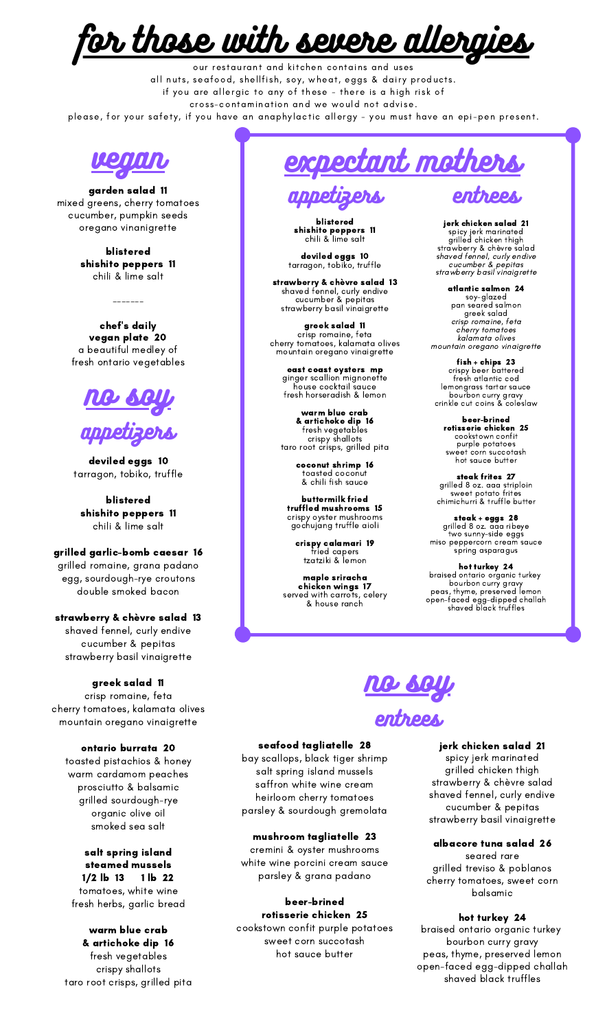# for those with severe allergies

our restaurant and kitchen contains and uses
all nuts, seafood, shellfish, soy, wheat, eggs & dairy products.
if you are allergic to any of these - there is a high risk of
cross-contamination and we would not advise.
please, for your safety, if you have an anaphylactic allergy - you must have an epi-pen present.

## vegan

**garden salad 11**
mixed greens, cherry tomatoes
cucumber, pumpkin seeds
oregano vinanigrette

**blistered shishito peppers 11**
chili & lime salt

------

**chef's daily vegan plate 20**
a beautiful medley of
fresh ontario vegetables

## no soy

### appetizers

**deviled eggs 10**
tarragon, tobiko, truffle

**blistered shishito peppers 11**
chili & lime salt

**grilled garlic-bomb caesar 16**
grilled romaine, grana padano
egg, sourdough-rye croutons
double smoked bacon

**strawberry & chèvre salad 13**
shaved fennel, curly endive
cucumber & pepitas
strawberry basil vinaigrette

**greek salad 11**
crisp romaine, feta
cherry tomatoes, kalamata olives
mountain oregano vinaigrette

**ontario burrata 20**
toasted pistachios & honey
warm cardamom peaches
prosciutto & balsamic
grilled sourdough-rye
organic olive oil
smoked sea salt

**salt spring island steamed mussels**
**1/2 lb 13 1 lb 22**
tomatoes, white wine
fresh herbs, garlic bread

**warm blue crab & artichoke dip 16**
fresh vegetables
crispy shallots
taro root crisps, grilled pita

## expectant mothers

### appetizers

**blistered shishito peppers 11**
chili & lime salt

**deviled eggs 10**
tarragon, tobiko, truffle

**strawberry & chèvre salad 13**
shaved fennel, curly endive
cucumber & pepitas
strawberry basil vinaigrette

**greek salad 11**
crisp romaine, feta
cherry tomatoes, kalamata olives
mountain oregano vinaigrette

**east coast oysters mp**
ginger scallion mignonette
house cocktail sauce
fresh horseradish & lemon

**warm blue crab & artichoke dip 16**
fresh vegetables
crispy shallots
taro root crisps, grilled pita

**coconut shrimp 16**
toasted coconut
& chili fish sauce

**buttermilk fried truffled mushrooms 15**
crispy oyster mushrooms
gochujang truffle aioli

**crispy calamari 19**
fried capers
tzatziki & lemon

**maple sriracha chicken wings 17**
served with carrots, celery
& house ranch

### entrees

**jerk chicken salad 21**
spicy jerk marinated
grilled chicken thigh
strawberry & chèvre salad
*shaved fennel, curly endive*
*cucumber & pepitas*
*strawberry basil vinaigrette*

**atlantic salmon 24**
soy-glazed
pan seared salmon
greek salad
*crisp romaine, feta*
*cherry tomatoes*
*kalamata olives*
*mountain oregano vinaigrette*

**fish + chips 23**
crispy beer battered
fresh atlantic cod
lemongrass tartar sauce
bourbon curry gravy
crinkle cut coins & coleslaw

**beer-brined rotisserie chicken 25**
cookstown confit
purple potatoes
sweet corn succotash
hot sauce butter

**steak frites 27**
grilled 8 oz. aaa striploin
sweet potato frites
chimichurri & truffle butter

**steak + eggs 28**
grilled 8 oz. aaa ribeye
two sunny-side eggs
miso peppercorn cream sauce
spring asparagus

**hot turkey 24**
braised ontario organic turkey
bourbon curry gravy
peas, thyme, preserved lemon
open-faced egg-dipped challah
shaved black truffles

## no soy

### entrees

**seafood tagliatelle 28**
bay scallops, black tiger shrimp
salt spring island mussels
saffron white wine cream
heirloom cherry tomatoes
parsley & sourdough gremolata

**mushroom tagliatelle 23**
cremini & oyster mushrooms
white wine porcini cream sauce
parsley & grana padano

**beer-brined rotisserie chicken 25**
cookstown confit purple potatoes
sweet corn succotash
hot sauce butter

**jerk chicken salad 21**
spicy jerk marinated
grilled chicken thigh
strawberry & chèvre salad
shaved fennel, curly endive
cucumber & pepitas
strawberry basil vinaigrette

**albacore tuna salad 26**
seared rare
grilled treviso & poblanos
cherry tomatoes, sweet corn
balsamic

**hot turkey 24**
braised ontario organic turkey
bourbon curry gravy
peas, thyme, preserved lemon
open-faced egg-dipped challah
shaved black truffles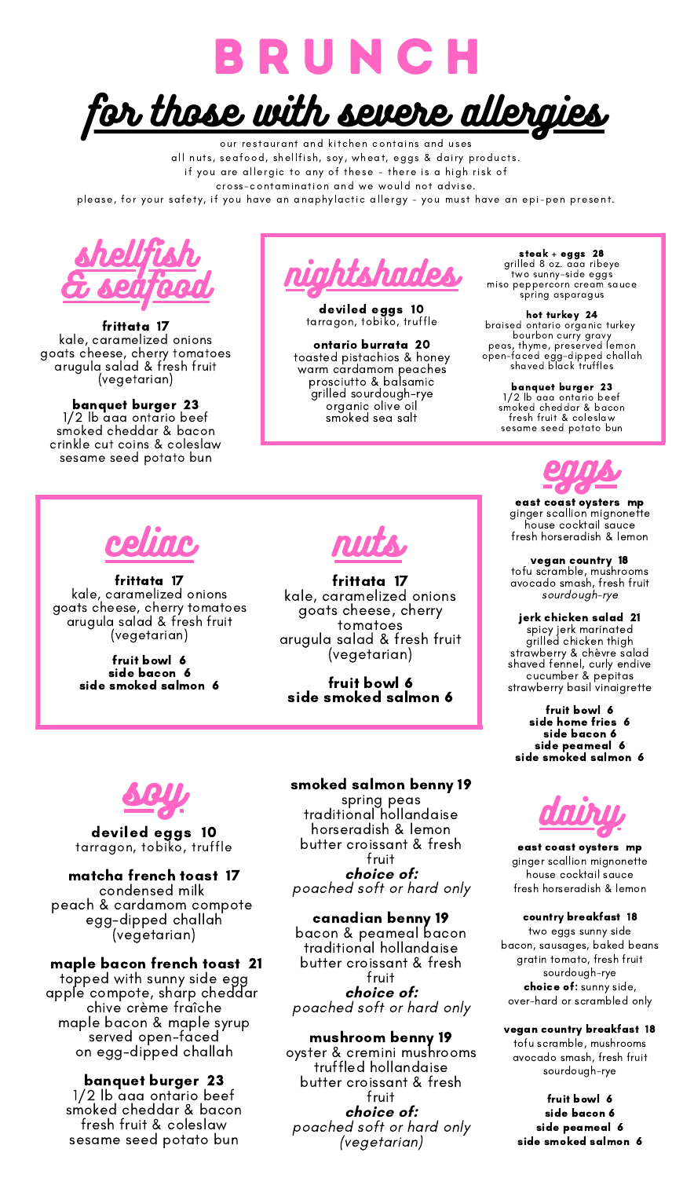# BRUNCH

## for those with severe allergies

our restaurant and kitchen contains and uses
all nuts, seafood, shellfish, soy, wheat, eggs & dairy products.
if you are allergic to any of these - there is a high risk of
cross-contamination and we would not advise.
please, for your safety, if you have an anaphylactic allergy - you must have an epi-pen present.

### shellfish & seafood

**frittata 17**
kale, caramelized onions
goats cheese, cherry tomatoes
arugula salad & fresh fruit
(vegetarian)

**banquet burger 23**
1/2 lb aaa ontario beef
smoked cheddar & bacon
crinkle cut coins & coleslaw
sesame seed potato bun

### nightshades

**deviled eggs 10**
tarragon, tobiko, truffle

**ontario burrata 20**
toasted pistachios & honey
warm cardamom peaches
prosciutto & balsamic
grilled sourdough-rye
organic olive oil
smoked sea salt

**steak + eggs 28**
grilled 8 oz. aaa ribeye
two sunny-side eggs
miso peppercorn cream sauce
spring asparagus

**hot turkey 24**
braised ontario organic turkey
bourbon curry gravy
peas, thyme, preserved lemon
open-faced egg-dipped challah
shaved black truffles

**banquet burger 23**
1/2 lb aaa ontario beef
smoked cheddar & bacon
fresh fruit & coleslaw
sesame seed potato bun

### celiac

**frittata 17**
kale, caramelized onions
goats cheese, cherry tomatoes
arugula salad & fresh fruit
(vegetarian)

**fruit bowl 6**
**side bacon 6**
**side smoked salmon 6**

### nuts

**frittata 17**
kale, caramelized onions
goats cheese, cherry
tomatoes
arugula salad & fresh fruit
(vegetarian)

**fruit bowl 6**
**side smoked salmon 6**

### eggs

**east coast oysters mp**
ginger scallion mignonette
house cocktail sauce
fresh horseradish & lemon

**vegan country 18**
tofu scramble, mushrooms
avocado smash, fresh fruit
*sourdough-rye*

**jerk chicken salad 21**
spicy jerk marinated
grilled chicken thigh
strawberry & chèvre salad
shaved fennel, curly endive
cucumber & pepitas
strawberry basil vinaigrette

**fruit bowl 6**
**side home fries 6**
**side bacon 6**
**side peameal 6**
**side smoked salmon 6**

### soy

**deviled eggs 10**
tarragon, tobiko, truffle

**matcha french toast 17**
condensed milk
peach & cardamom compote
egg-dipped challah
(vegetarian)

**maple bacon french toast 21**
topped with sunny side egg
apple compote, sharp cheddar
chive crème fraîche
maple bacon & maple syrup
served open-faced
on egg-dipped challah

**banquet burger 23**
1/2 lb aaa ontario beef
smoked cheddar & bacon
fresh fruit & coleslaw
sesame seed potato bun

**smoked salmon benny 19**
spring peas
traditional hollandaise
horseradish & lemon
butter croissant & fresh
fruit
***choice of:***
*poached soft or hard only*

**canadian benny 19**
bacon & peameal bacon
traditional hollandaise
butter croissant & fresh
fruit
***choice of:***
*poached soft or hard only*

**mushroom benny 19**
oyster & cremini mushrooms
truffled hollandaise
butter croissant & fresh
fruit
***choice of:***
*poached soft or hard only*
*(vegetarian)*

### dairy

**east coast oysters mp**
ginger scallion mignonette
house cocktail sauce
fresh horseradish & lemon

**country breakfast 18**
two eggs sunny side
bacon, sausages, baked beans
gratin tomato, fresh fruit
sourdough-rye
**choice of:** sunny side,
over-hard or scrambled only

**vegan country breakfast 18**
tofu scramble, mushrooms
avocado smash, fresh fruit
sourdough-rye

**fruit bowl 6**
**side bacon 6**
**side peameal 6**
**side smoked salmon 6**